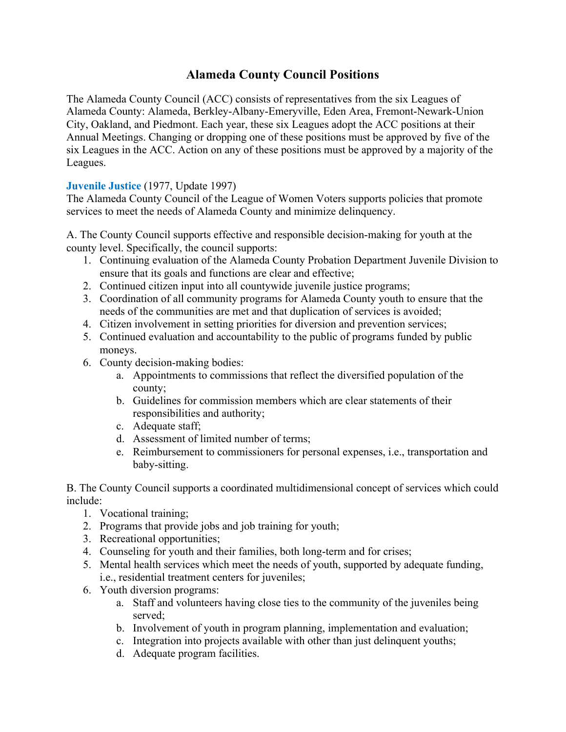# Alameda County Council Positions

The Alameda County Council (ACC) consists of representatives from the six Leagues of Alameda County: Alameda, Berkley-Albany-Emeryville, Eden Area, Fremont-Newark-Union City, Oakland, and Piedmont. Each year, these six Leagues adopt the ACC positions at their Annual Meetings. Changing or dropping one of these positions must be approved by five of the six Leagues in the ACC. Action on any of these positions must be approved by a majority of the Leagues.

**Juvenile Justice** (1977, Update 1997)
The Alameda County Council of the League of Women Voters supports policies that promote services to meet the needs of Alameda County and minimize delinquency.

A. The County Council supports effective and responsible decision-making for youth at the county level. Specifically, the council supports:

1. Continuing evaluation of the Alameda County Probation Department Juvenile Division to ensure that its goals and functions are clear and effective;
2. Continued citizen input into all countywide juvenile justice programs;
3. Coordination of all community programs for Alameda County youth to ensure that the needs of the communities are met and that duplication of services is avoided;
4. Citizen involvement in setting priorities for diversion and prevention services;
5. Continued evaluation and accountability to the public of programs funded by public moneys.
6. County decision-making bodies:
    a. Appointments to commissions that reflect the diversified population of the county;
    b. Guidelines for commission members which are clear statements of their responsibilities and authority;
    c. Adequate staff;
    d. Assessment of limited number of terms;
    e. Reimbursement to commissioners for personal expenses, i.e., transportation and baby-sitting.

B. The County Council supports a coordinated multidimensional concept of services which could include:

1. Vocational training;
2. Programs that provide jobs and job training for youth;
3. Recreational opportunities;
4. Counseling for youth and their families, both long-term and for crises;
5. Mental health services which meet the needs of youth, supported by adequate funding, i.e., residential treatment centers for juveniles;
6. Youth diversion programs:
    a. Staff and volunteers having close ties to the community of the juveniles being served;
    b. Involvement of youth in program planning, implementation and evaluation;
    c. Integration into projects available with other than just delinquent youths;
    d. Adequate program facilities.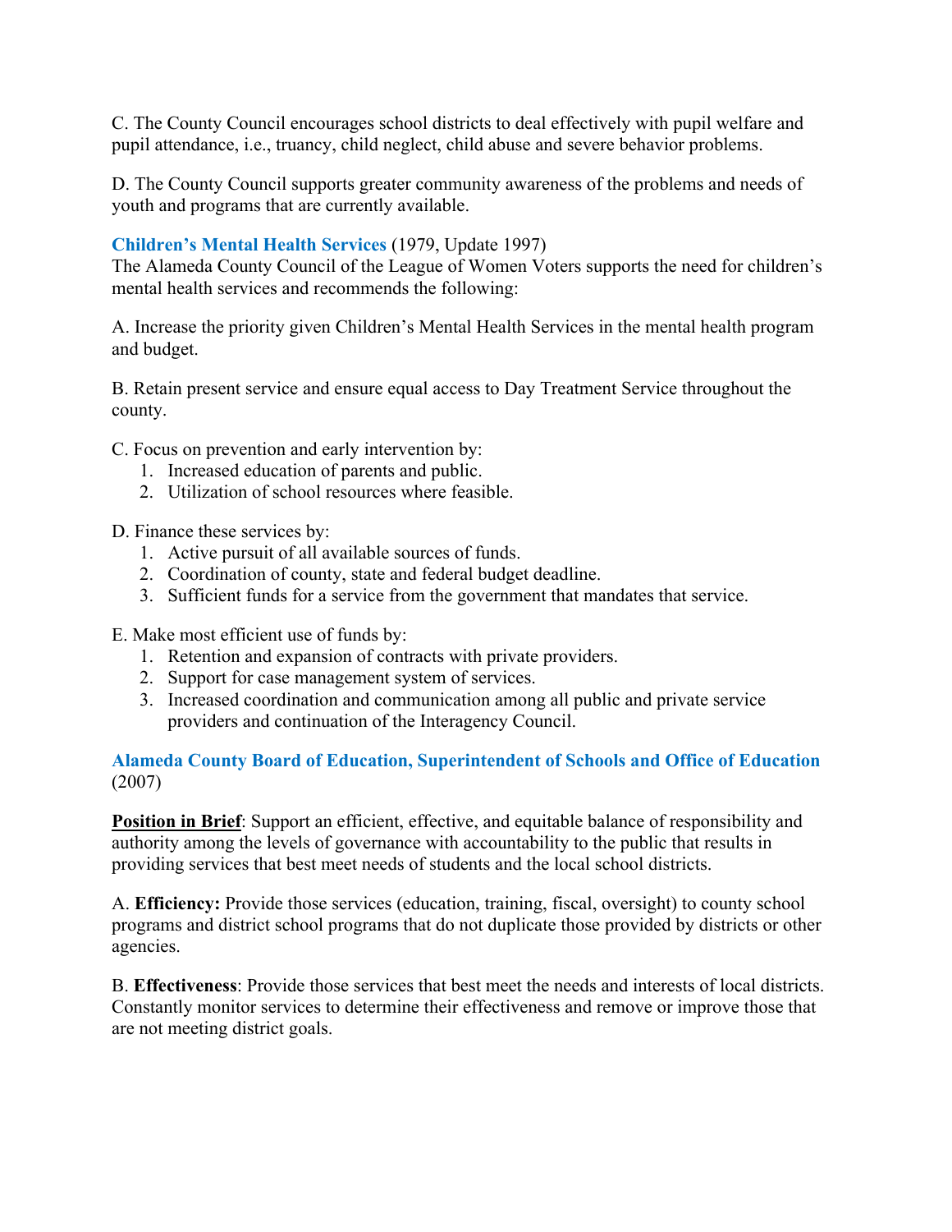C. The County Council encourages school districts to deal effectively with pupil welfare and pupil attendance, i.e., truancy, child neglect, child abuse and severe behavior problems.

D. The County Council supports greater community awareness of the problems and needs of youth and programs that are currently available.

### Children's Mental Health Services (1979, Update 1997)

The Alameda County Council of the League of Women Voters supports the need for children's mental health services and recommends the following:

A. Increase the priority given Children's Mental Health Services in the mental health program and budget.

B. Retain present service and ensure equal access to Day Treatment Service throughout the county.

C. Focus on prevention and early intervention by:

1. Increased education of parents and public.
2. Utilization of school resources where feasible.

D. Finance these services by:

1. Active pursuit of all available sources of funds.
2. Coordination of county, state and federal budget deadline.
3. Sufficient funds for a service from the government that mandates that service.

E. Make most efficient use of funds by:

1. Retention and expansion of contracts with private providers.
2. Support for case management system of services.
3. Increased coordination and communication among all public and private service providers and continuation of the Interagency Council.

### Alameda County Board of Education, Superintendent of Schools and Office of Education (2007)

**Position in Brief**: Support an efficient, effective, and equitable balance of responsibility and authority among the levels of governance with accountability to the public that results in providing services that best meet needs of students and the local school districts.

A. **Efficiency:** Provide those services (education, training, fiscal, oversight) to county school programs and district school programs that do not duplicate those provided by districts or other agencies.

B. **Effectiveness**: Provide those services that best meet the needs and interests of local districts. Constantly monitor services to determine their effectiveness and remove or improve those that are not meeting district goals.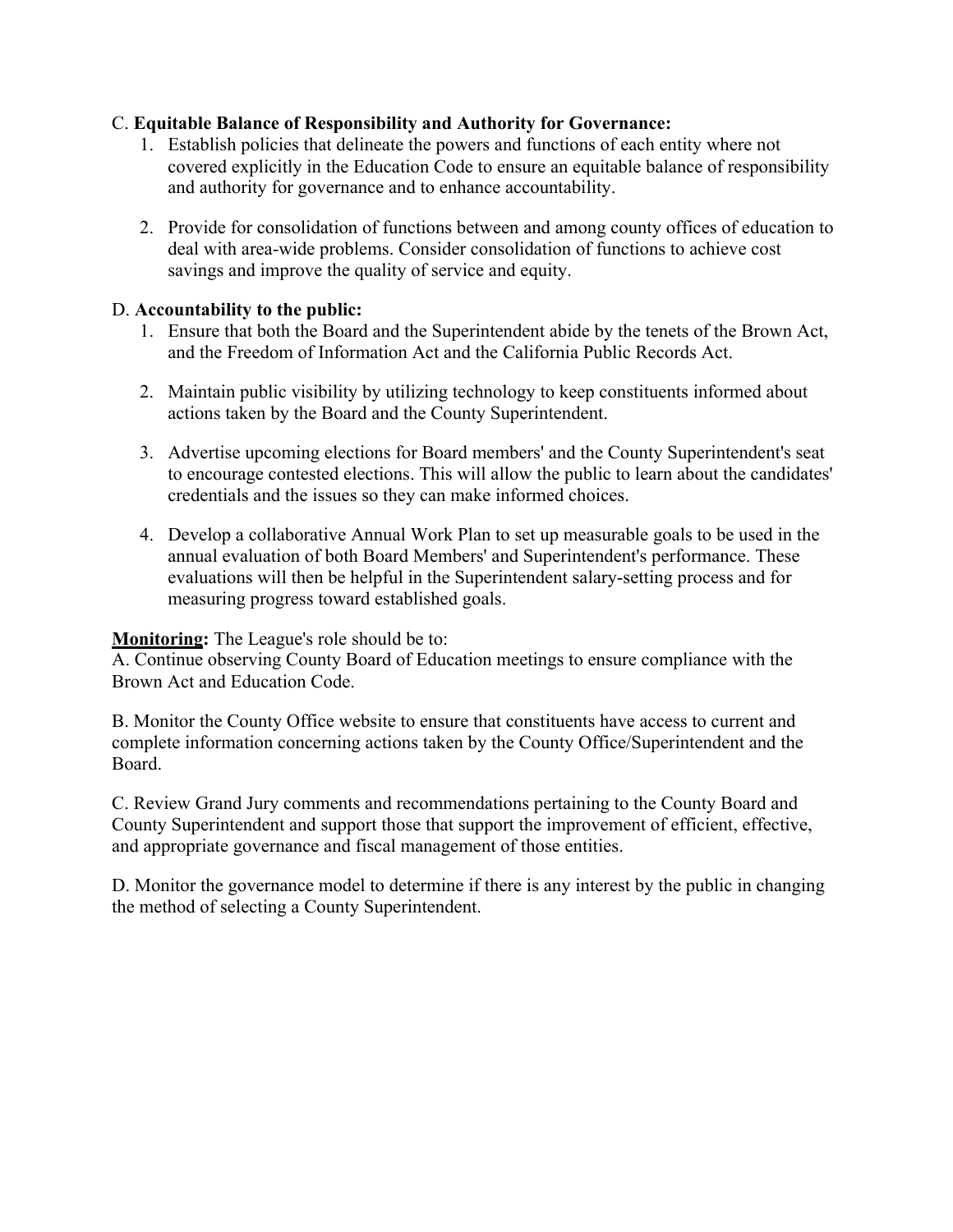C. **Equitable Balance of Responsibility and Authority for Governance:**

1. Establish policies that delineate the powers and functions of each entity where not covered explicitly in the Education Code to ensure an equitable balance of responsibility and authority for governance and to enhance accountability.

2. Provide for consolidation of functions between and among county offices of education to deal with area-wide problems. Consider consolidation of functions to achieve cost savings and improve the quality of service and equity.

D. **Accountability to the public:**

1. Ensure that both the Board and the Superintendent abide by the tenets of the Brown Act, and the Freedom of Information Act and the California Public Records Act.

2. Maintain public visibility by utilizing technology to keep constituents informed about actions taken by the Board and the County Superintendent.

3. Advertise upcoming elections for Board members' and the County Superintendent's seat to encourage contested elections. This will allow the public to learn about the candidates' credentials and the issues so they can make informed choices.

4. Develop a collaborative Annual Work Plan to set up measurable goals to be used in the annual evaluation of both Board Members' and Superintendent's performance. These evaluations will then be helpful in the Superintendent salary-setting process and for measuring progress toward established goals.

**Monitoring:** The League's role should be to:

A. Continue observing County Board of Education meetings to ensure compliance with the Brown Act and Education Code.

B. Monitor the County Office website to ensure that constituents have access to current and complete information concerning actions taken by the County Office/Superintendent and the Board.

C. Review Grand Jury comments and recommendations pertaining to the County Board and County Superintendent and support those that support the improvement of efficient, effective, and appropriate governance and fiscal management of those entities.

D. Monitor the governance model to determine if there is any interest by the public in changing the method of selecting a County Superintendent.